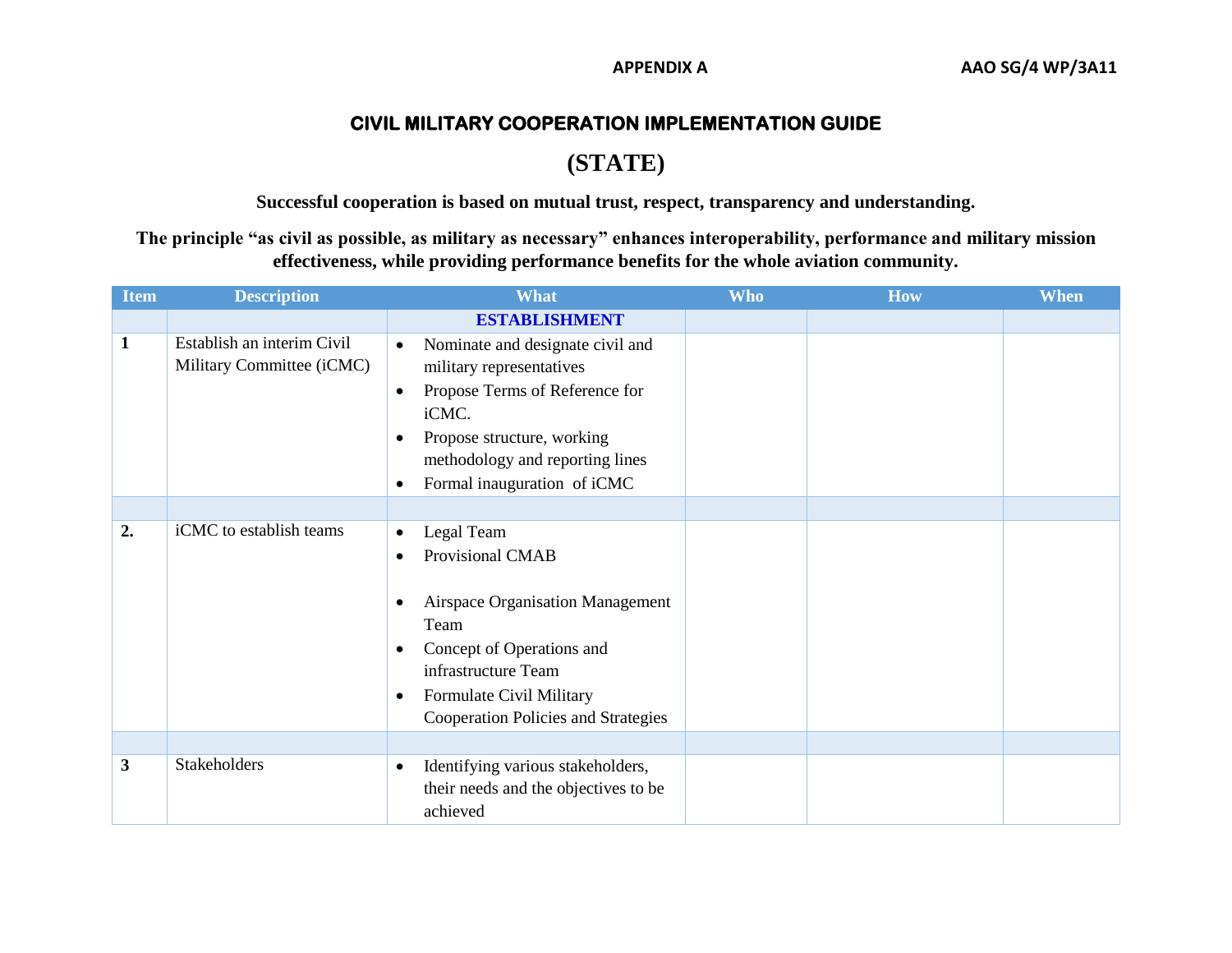APPENDIX A

AAO SG/4 WP/3A11

# CIVIL MILITARY COOPERATION IMPLEMENTATION GUIDE

## (STATE)

**Successful cooperation is based on mutual trust, respect, transparency and understanding.**

**The principle "as civil as possible, as military as necessary" enhances interoperability, performance and military mission effectiveness, while providing performance benefits for the whole aviation community.**

| Item | Description | What | Who | How | When |
|---|---|---|---|---|---|
| | | **ESTABLISHMENT** | | | |
| **1** | Establish an interim Civil Military Committee (iCMC) | • Nominate and designate civil and military representatives<br>• Propose Terms of Reference for iCMC.<br>• Propose structure, working methodology and reporting lines<br>• Formal inauguration of iCMC | | | |
| | | | | | |
| **2.** | iCMC to establish teams | • Legal Team<br>• Provisional CMAB<br>• Airspace Organisation Management Team<br>• Concept of Operations and infrastructure Team<br>• Formulate Civil Military Cooperation Policies and Strategies | | | |
| | | | | | |
| **3** | Stakeholders | • Identifying various stakeholders, their needs and the objectives to be achieved | | | |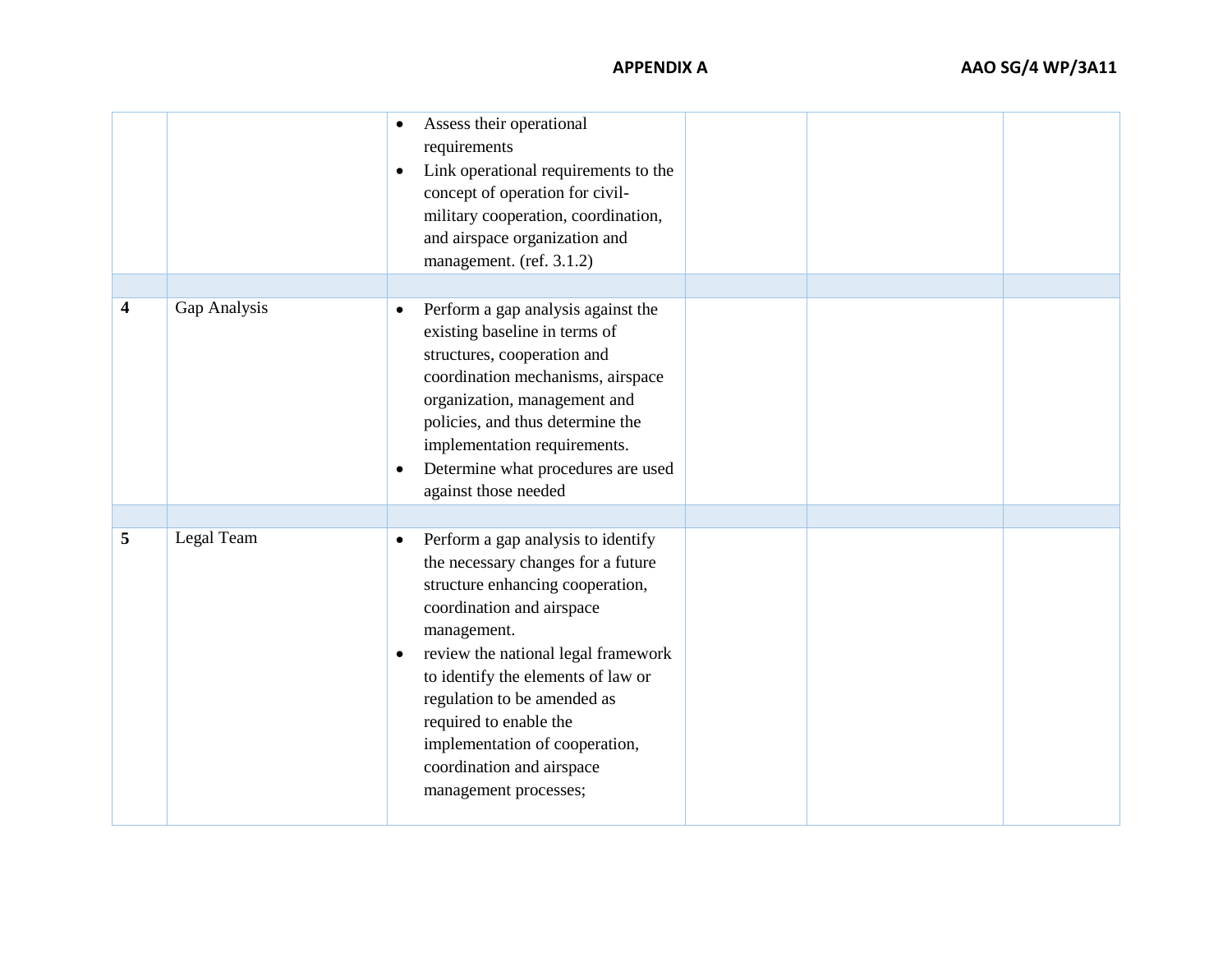| | | | | | |
|---|---|---|---|---|---|
| | | • Assess their operational requirements<br>• Link operational requirements to the concept of operation for civil-military cooperation, coordination, and airspace organization and management. (ref. 3.1.2) | | | |
| | | | | | |
| **4** | Gap Analysis | • Perform a gap analysis against the existing baseline in terms of structures, cooperation and coordination mechanisms, airspace organization, management and policies, and thus determine the implementation requirements.<br>• Determine what procedures are used against those needed | | | |
| | | | | | |
| **5** | Legal Team | • Perform a gap analysis to identify the necessary changes for a future structure enhancing cooperation, coordination and airspace management.<br>• review the national legal framework to identify the elements of law or regulation to be amended as required to enable the implementation of cooperation, coordination and airspace management processes; | | | |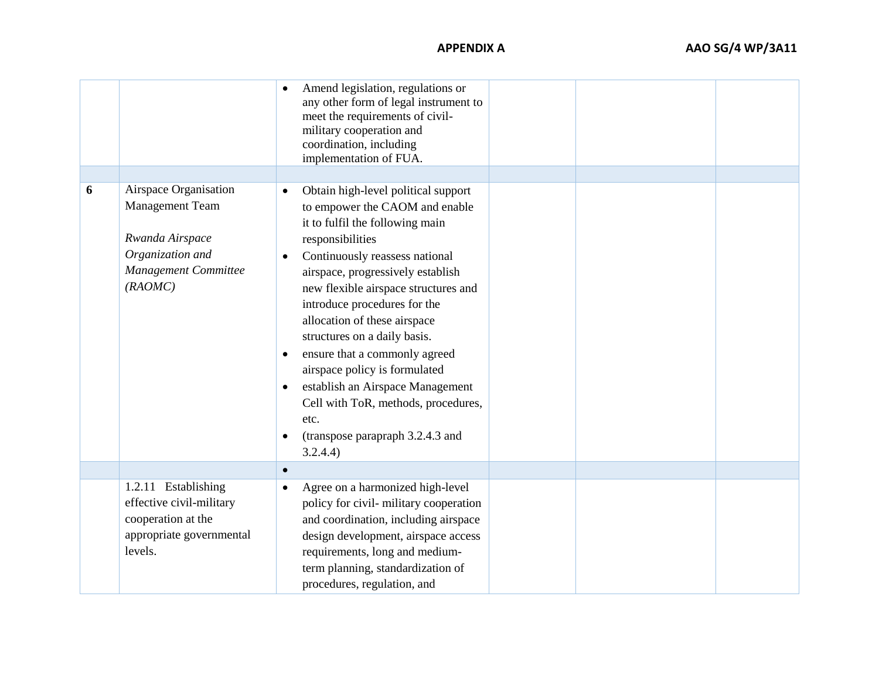| | | | | | |
|---|---|---|---|---|---|
| | | • Amend legislation, regulations or any other form of legal instrument to meet the requirements of civil-military cooperation and coordination, including implementation of FUA. | | | |
| | | | | | |
| **6** | Airspace Organisation Management Team<br><br>*Rwanda Airspace Organization and Management Committee (RAOMC)* | • Obtain high-level political support to empower the CAOM and enable it to fulfil the following main responsibilities<br>• Continuously reassess national airspace, progressively establish new flexible airspace structures and introduce procedures for the allocation of these airspace structures on a daily basis.<br>• ensure that a commonly agreed airspace policy is formulated<br>• establish an Airspace Management Cell with ToR, methods, procedures, etc.<br>• (transpose parapraph 3.2.4.3 and 3.2.4.4) | | | |
| | | • | | | |
| | 1.2.11 Establishing effective civil-military cooperation at the appropriate governmental levels. | • Agree on a harmonized high-level policy for civil- military cooperation and coordination, including airspace design development, airspace access requirements, long and medium-term planning, standardization of procedures, regulation, and | | | |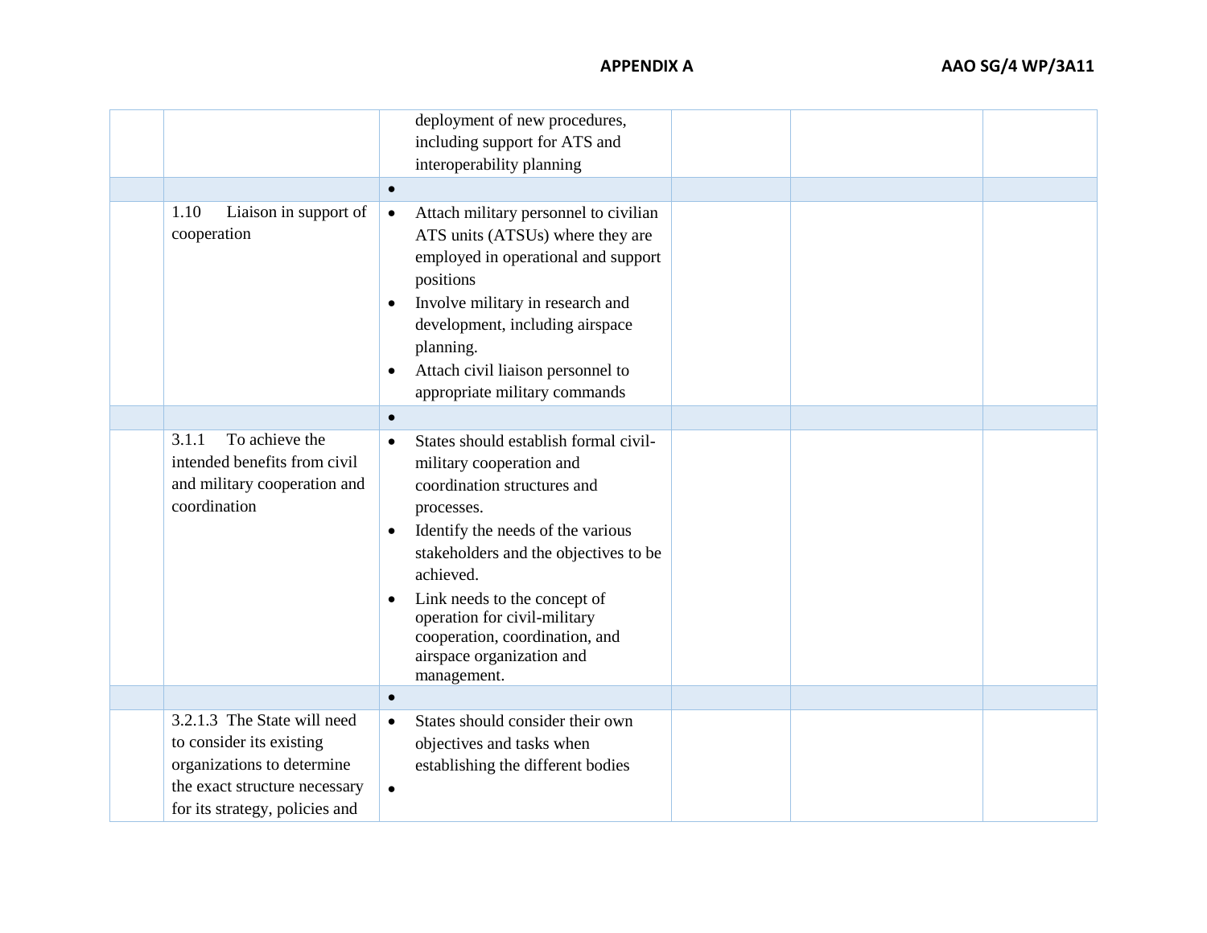| | | | | | |
|---|---|---|---|---|---|
| | | deployment of new procedures, including support for ATS and interoperability planning | | | |
| | | • | | | |
| | 1.10 Liaison in support of cooperation | • Attach military personnel to civilian ATS units (ATSUs) where they are employed in operational and support positions<br>• Involve military in research and development, including airspace planning.<br>• Attach civil liaison personnel to appropriate military commands | | | |
| | | • | | | |
| | 3.1.1 To achieve the intended benefits from civil and military cooperation and coordination | • States should establish formal civil-military cooperation and coordination structures and processes.<br>• Identify the needs of the various stakeholders and the objectives to be achieved.<br>• Link needs to the concept of operation for civil-military cooperation, coordination, and airspace organization and management. | | | |
| | | • | | | |
| | 3.2.1.3 The State will need to consider its existing organizations to determine the exact structure necessary for its strategy, policies and | • States should consider their own objectives and tasks when establishing the different bodies<br>• | | | |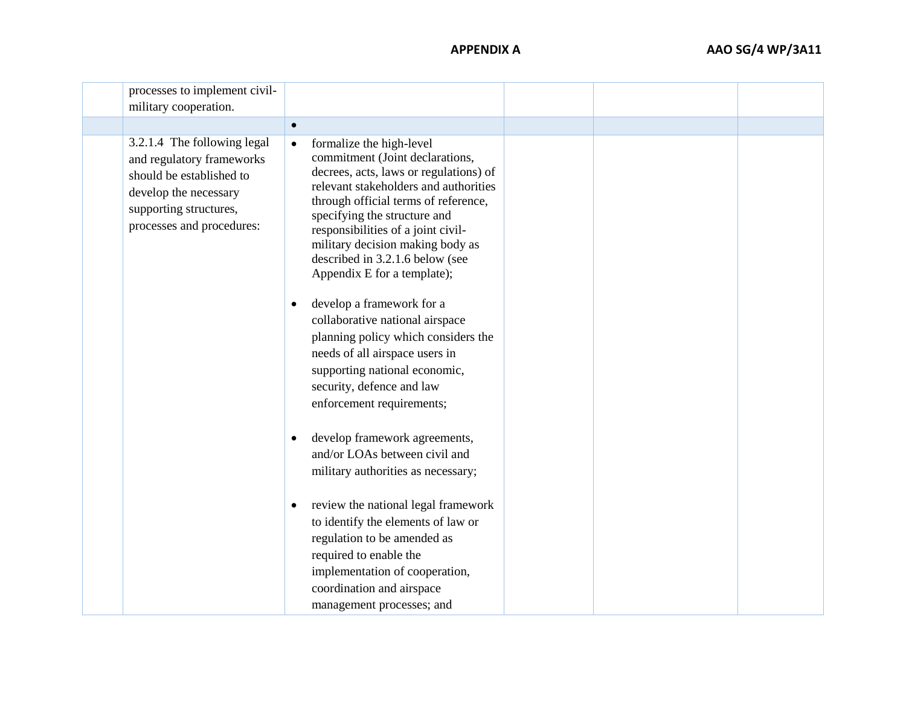| | | | | | |
|---|---|---|---|---|---|
| | processes to implement civil-military cooperation. | | | | |
| | | • | | | |
| | 3.2.1.4 The following legal and regulatory frameworks should be established to develop the necessary supporting structures, processes and procedures: | • formalize the high-level commitment (Joint declarations, decrees, acts, laws or regulations) of relevant stakeholders and authorities through official terms of reference, specifying the structure and responsibilities of a joint civil-military decision making body as described in 3.2.1.6 below (see Appendix E for a template);<br><br>• develop a framework for a collaborative national airspace planning policy which considers the needs of all airspace users in supporting national economic, security, defence and law enforcement requirements;<br><br>• develop framework agreements, and/or LOAs between civil and military authorities as necessary;<br><br>• review the national legal framework to identify the elements of law or regulation to be amended as required to enable the implementation of cooperation, coordination and airspace management processes; and | | | |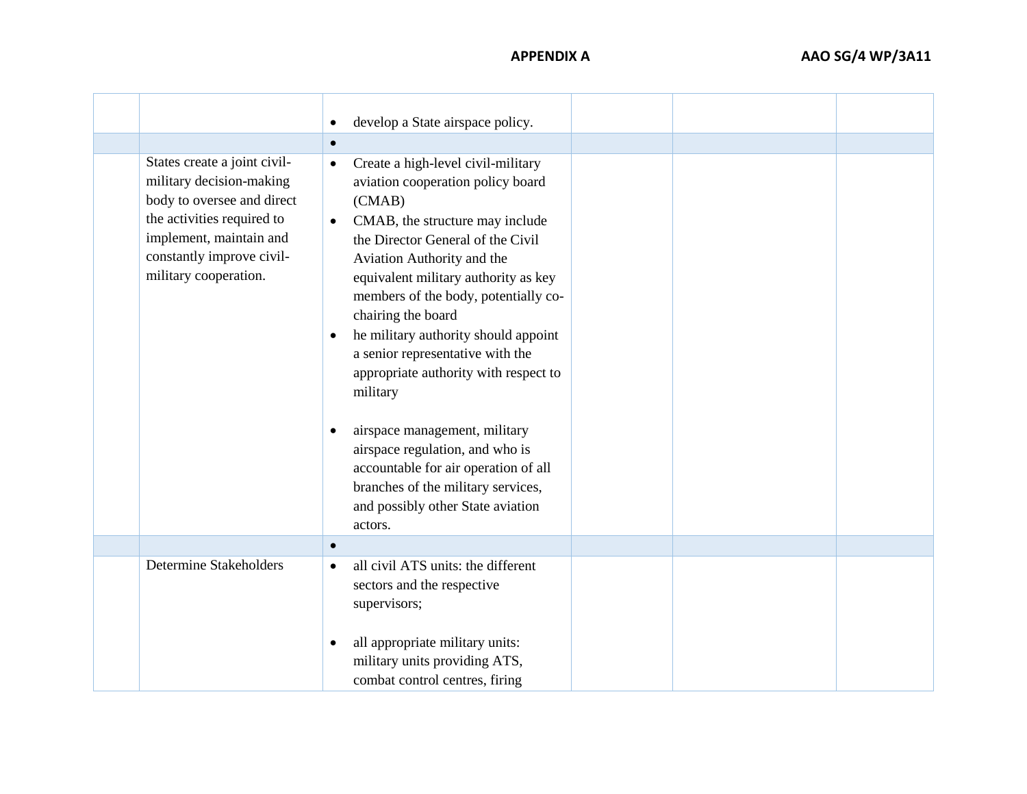| | | | | | |
|---|---|---|---|---|---|
| | | • develop a State airspace policy. | | | |
| | | • | | | |
| | States create a joint civil-military decision-making body to oversee and direct the activities required to implement, maintain and constantly improve civil-military cooperation. | • Create a high-level civil-military aviation cooperation policy board (CMAB)<br>• CMAB, the structure may include the Director General of the Civil Aviation Authority and the equivalent military authority as key members of the body, potentially co-chairing the board<br>• he military authority should appoint a senior representative with the appropriate authority with respect to military<br><br>• airspace management, military airspace regulation, and who is accountable for air operation of all branches of the military services, and possibly other State aviation actors. | | | |
| | | • | | | |
| | Determine Stakeholders | • all civil ATS units: the different sectors and the respective supervisors;<br><br>• all appropriate military units: military units providing ATS, combat control centres, firing | | | |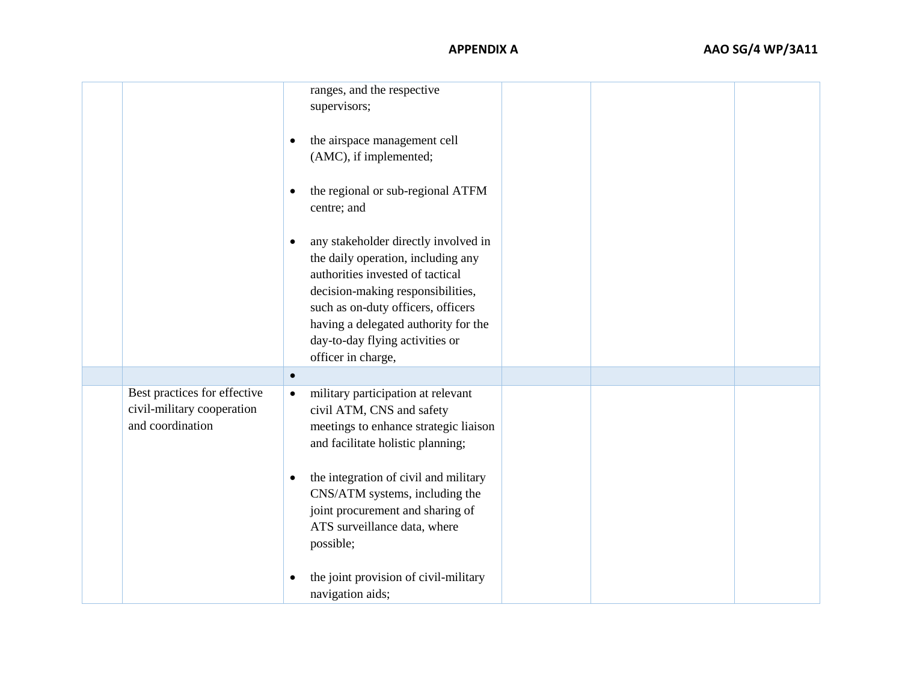| | | | | | |
|---|---|---|---|---|---|
| | | ranges, and the respective supervisors;<br><br>• the airspace management cell (AMC), if implemented;<br><br>• the regional or sub-regional ATFM centre; and<br><br>• any stakeholder directly involved in the daily operation, including any authorities invested of tactical decision-making responsibilities, such as on-duty officers, officers having a delegated authority for the day-to-day flying activities or officer in charge, | | | |
| | | • | | | |
| | Best practices for effective civil-military cooperation and coordination | • military participation at relevant civil ATM, CNS and safety meetings to enhance strategic liaison and facilitate holistic planning;<br><br>• the integration of civil and military CNS/ATM systems, including the joint procurement and sharing of ATS surveillance data, where possible;<br><br>• the joint provision of civil-military navigation aids; | | | |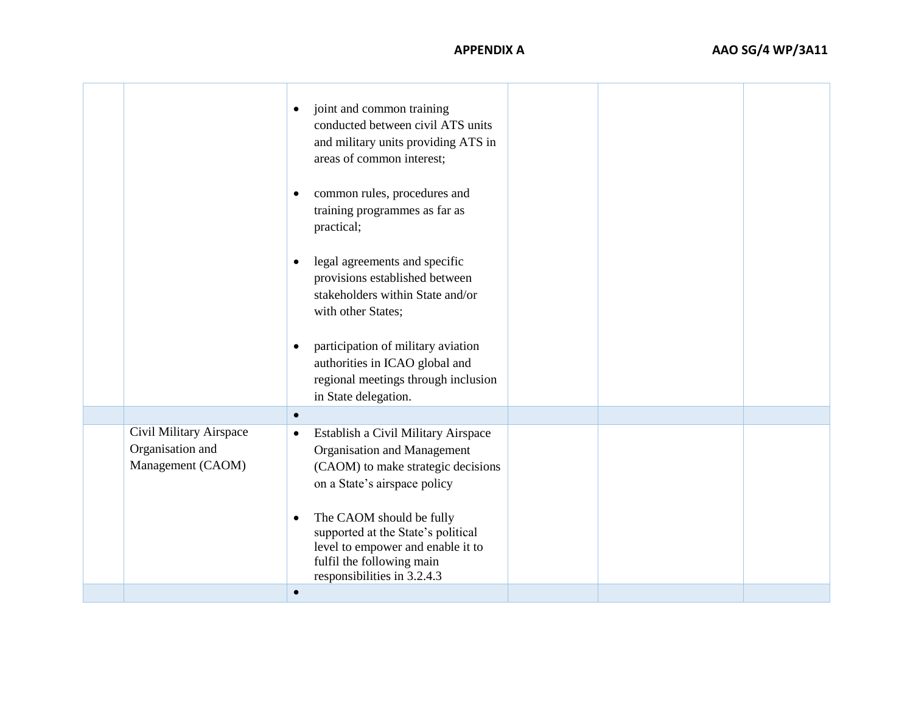| | | | | | |
|---|---|---|---|---|---|
| | | • joint and common training conducted between civil ATS units and military units providing ATS in areas of common interest;<br><br>• common rules, procedures and training programmes as far as practical;<br><br>• legal agreements and specific provisions established between stakeholders within State and/or with other States;<br><br>• participation of military aviation authorities in ICAO global and regional meetings through inclusion in State delegation. | | | |
| | | • | | | |
| | Civil Military Airspace Organisation and Management (CAOM) | • Establish a Civil Military Airspace Organisation and Management (CAOM) to make strategic decisions on a State's airspace policy<br><br>• The CAOM should be fully supported at the State's political level to empower and enable it to fulfil the following main responsibilities in 3.2.4.3 | | | |
| | | • | | | |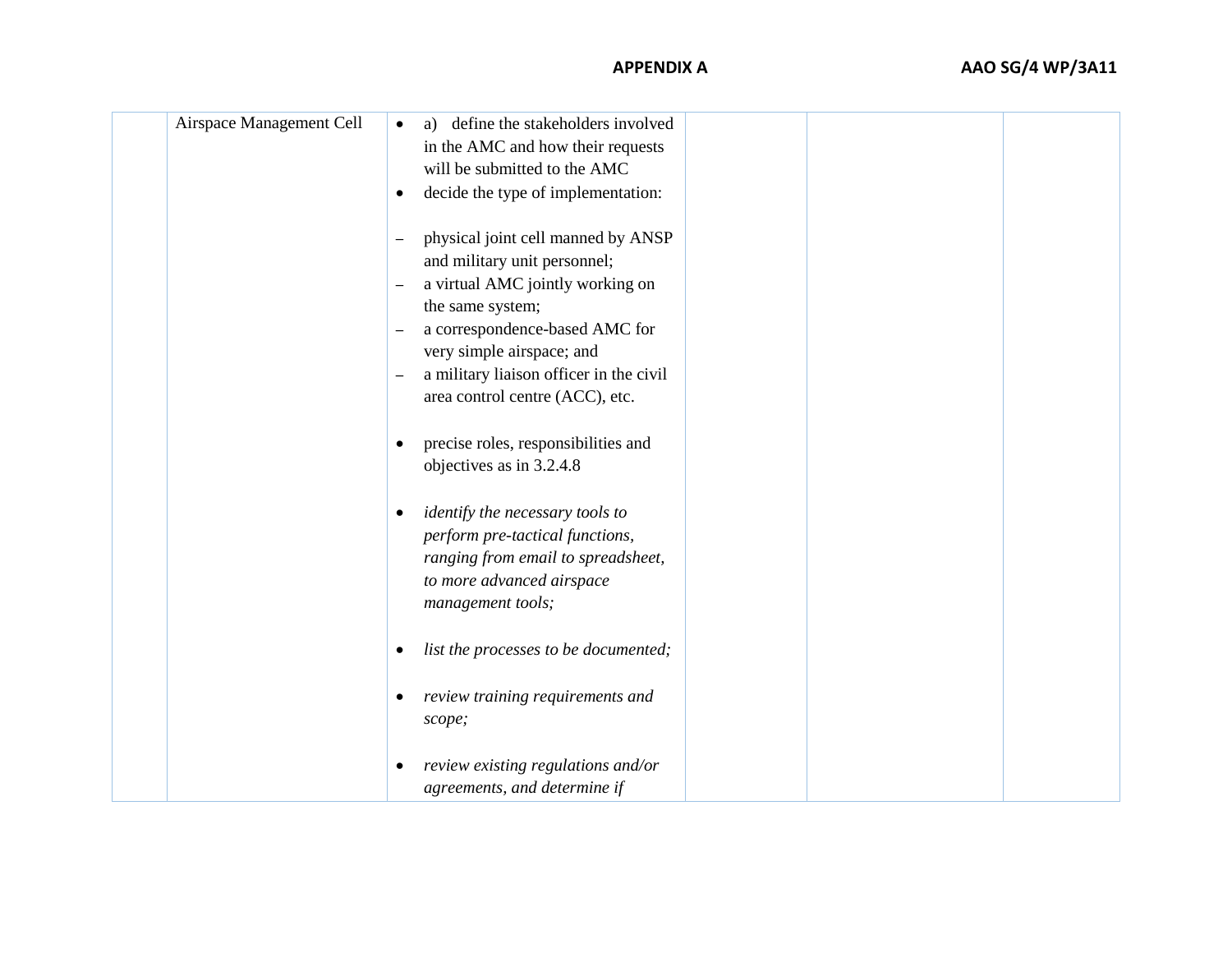|  | Airspace Management Cell | • a) define the stakeholders involved in the AMC and how their requests will be submitted to the AMC<br>• decide the type of implementation:<br><br>– physical joint cell manned by ANSP and military unit personnel;<br>– a virtual AMC jointly working on the same system;<br>– a correspondence-based AMC for very simple airspace; and<br>– a military liaison officer in the civil area control centre (ACC), etc.<br><br>• precise roles, responsibilities and objectives as in 3.2.4.8<br><br>• *identify the necessary tools to perform pre-tactical functions, ranging from email to spreadsheet, to more advanced airspace management tools;*<br><br>• *list the processes to be documented;*<br><br>• *review training requirements and scope;*<br><br>• *review existing regulations and/or agreements, and determine if* |  |  |  |
|---|---|---|---|---|---|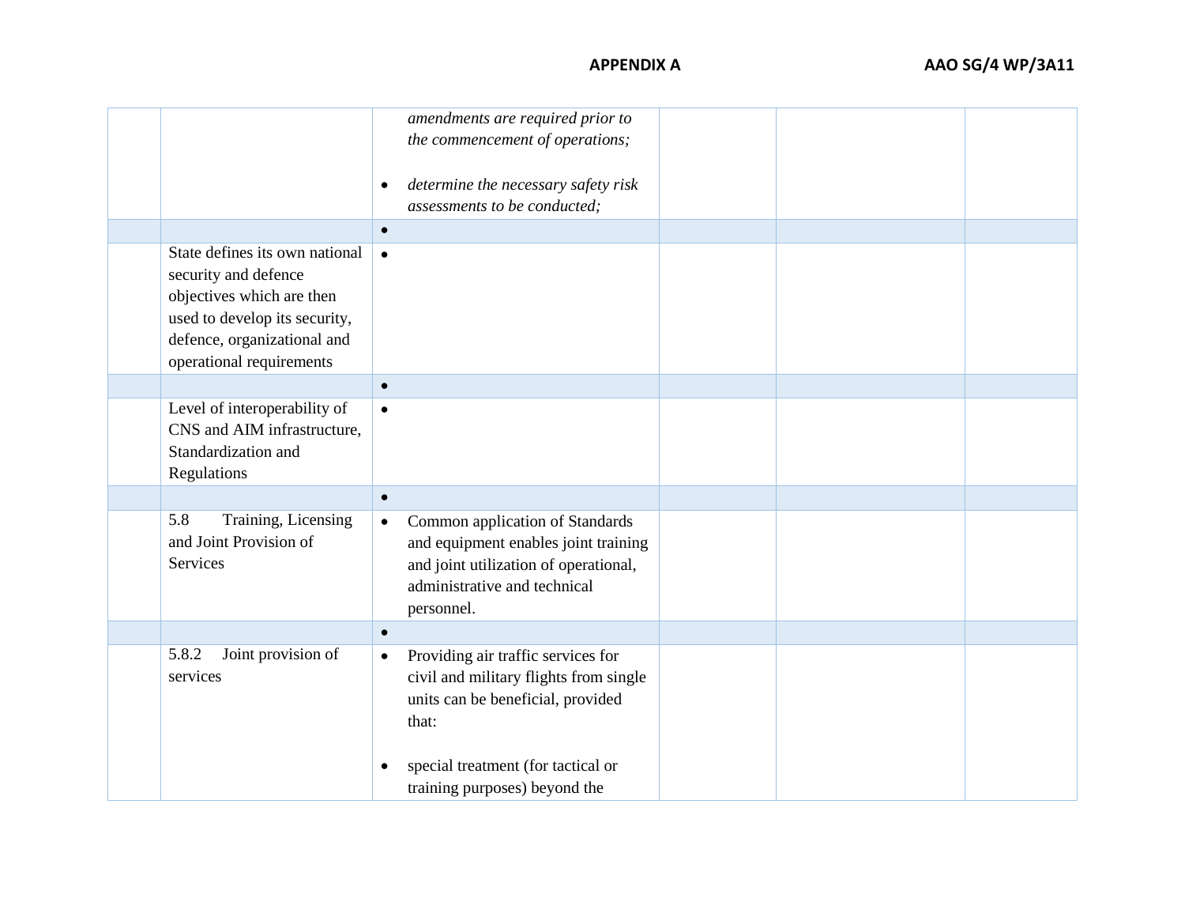| | | | | | |
|---|---|---|---|---|---|
| | | • *amendments are required prior to the commencement of operations;*<br><br>• *determine the necessary safety risk assessments to be conducted;* | | | |
| | | • | | | |
| | State defines its own national security and defence objectives which are then used to develop its security, defence, organizational and operational requirements | • | | | |
| | | • | | | |
| | Level of interoperability of CNS and AIM infrastructure, Standardization and Regulations | • | | | |
| | | • | | | |
| | 5.8 Training, Licensing and Joint Provision of Services | • Common application of Standards and equipment enables joint training and joint utilization of operational, administrative and technical personnel. | | | |
| | | • | | | |
| | 5.8.2 Joint provision of services | • Providing air traffic services for civil and military flights from single units can be beneficial, provided that:<br><br>• special treatment (for tactical or training purposes) beyond the | | | |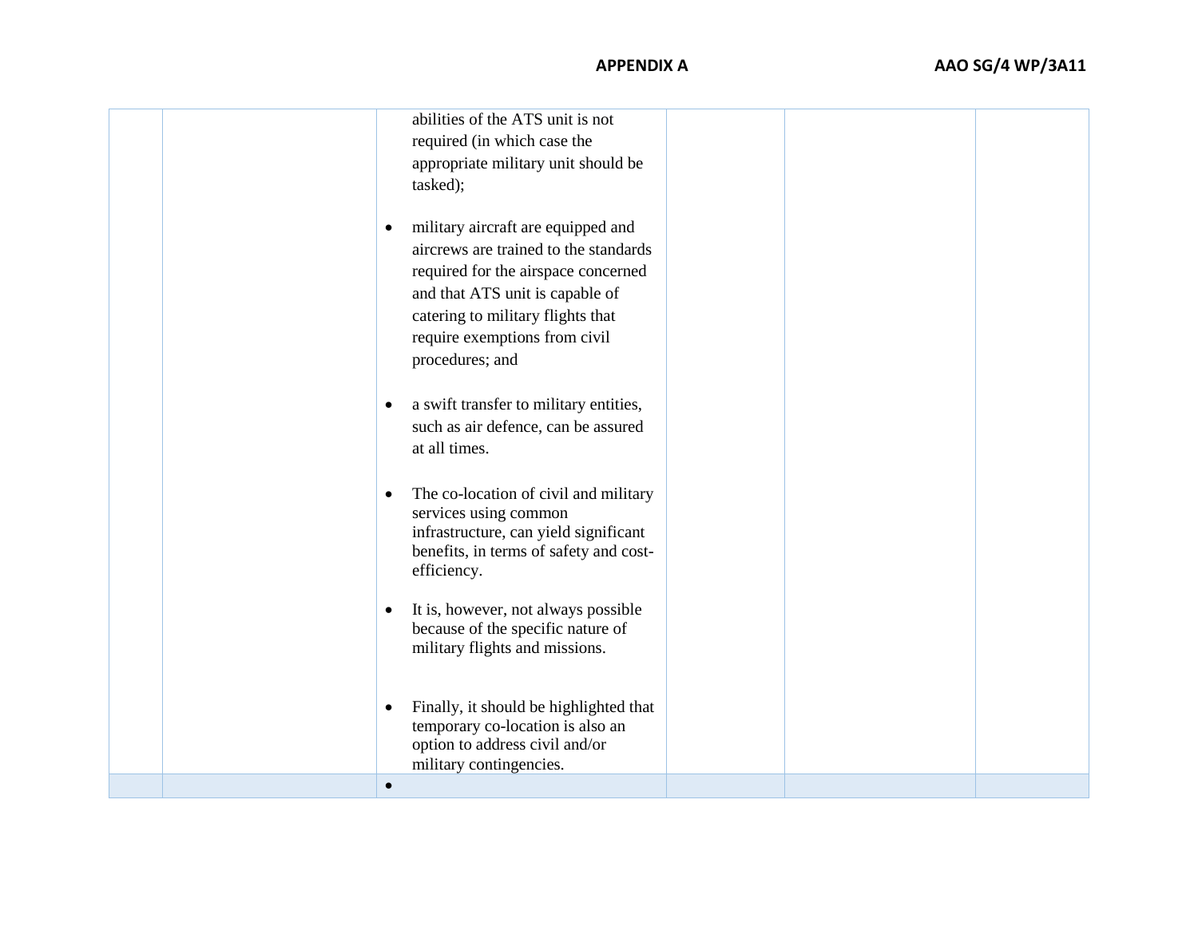|  |  |  |  |  |  |
|---|---|---|---|---|---|
|  |  | abilities of the ATS unit is not required (in which case the appropriate military unit should be tasked);<br><br>• military aircraft are equipped and aircrews are trained to the standards required for the airspace concerned and that ATS unit is capable of catering to military flights that require exemptions from civil procedures; and<br><br>• a swift transfer to military entities, such as air defence, can be assured at all times.<br><br>• The co-location of civil and military services using common infrastructure, can yield significant benefits, in terms of safety and cost-efficiency.<br><br>• It is, however, not always possible because of the specific nature of military flights and missions.<br><br>• Finally, it should be highlighted that temporary co-location is also an option to address civil and/or military contingencies. |  |  |  |
|  |  | • |  |  |  |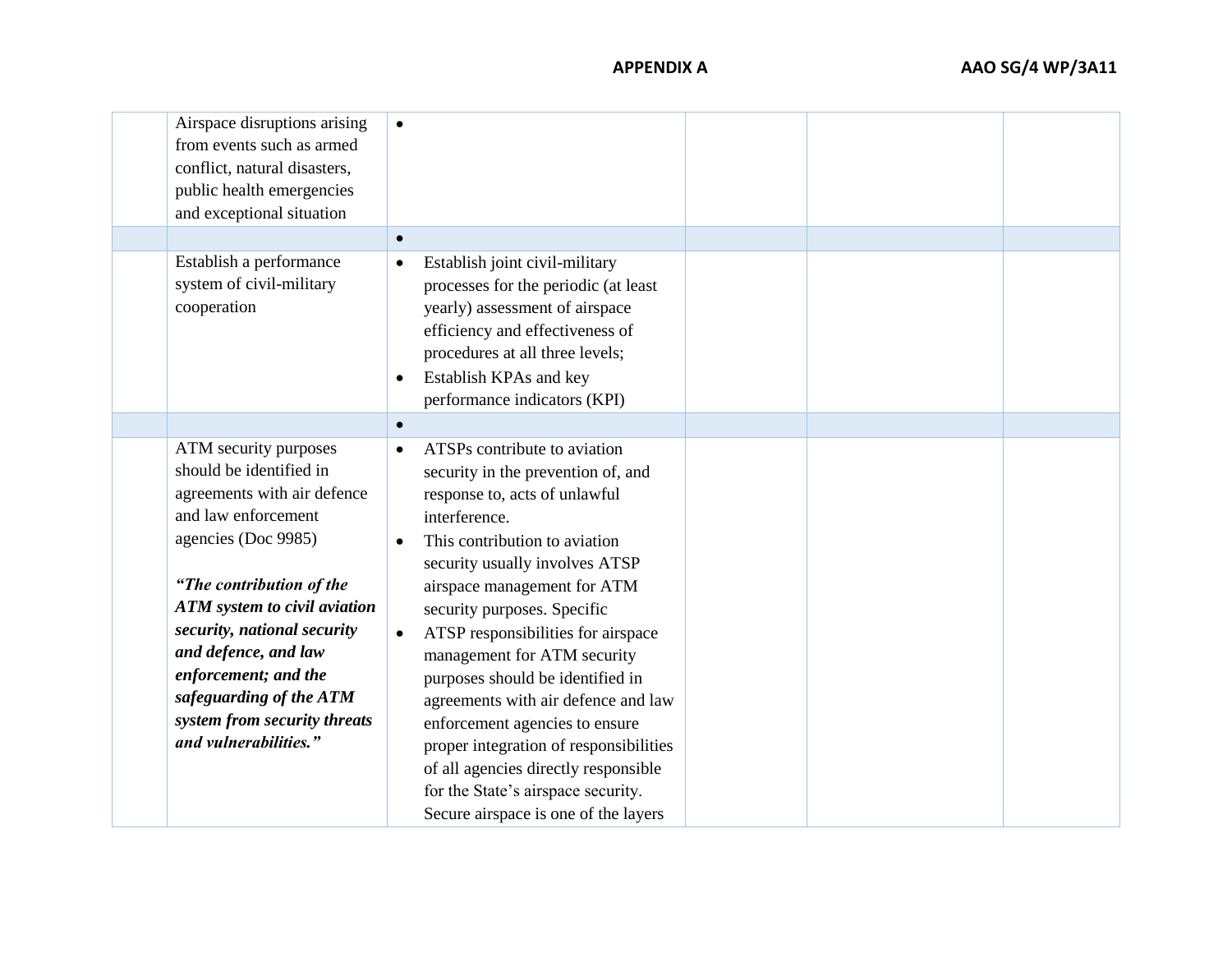| | | | | | |
|---|---|---|---|---|---|
| | Airspace disruptions arising from events such as armed conflict, natural disasters, public health emergencies and exceptional situation | • | | | |
| | | • | | | |
| | Establish a performance system of civil-military cooperation | • Establish joint civil-military processes for the periodic (at least yearly) assessment of airspace efficiency and effectiveness of procedures at all three levels;<br>• Establish KPAs and key performance indicators (KPI) | | | |
| | | • | | | |
| | ATM security purposes should be identified in agreements with air defence and law enforcement agencies (Doc 9985)<br><br>***"The contribution of the ATM system to civil aviation security, national security and defence, and law enforcement; and the safeguarding of the ATM system from security threats and vulnerabilities."*** | • ATSPs contribute to aviation security in the prevention of, and response to, acts of unlawful interference.<br>• This contribution to aviation security usually involves ATSP airspace management for ATM security purposes. Specific<br>• ATSP responsibilities for airspace management for ATM security purposes should be identified in agreements with air defence and law enforcement agencies to ensure proper integration of responsibilities of all agencies directly responsible for the State's airspace security. Secure airspace is one of the layers | | | |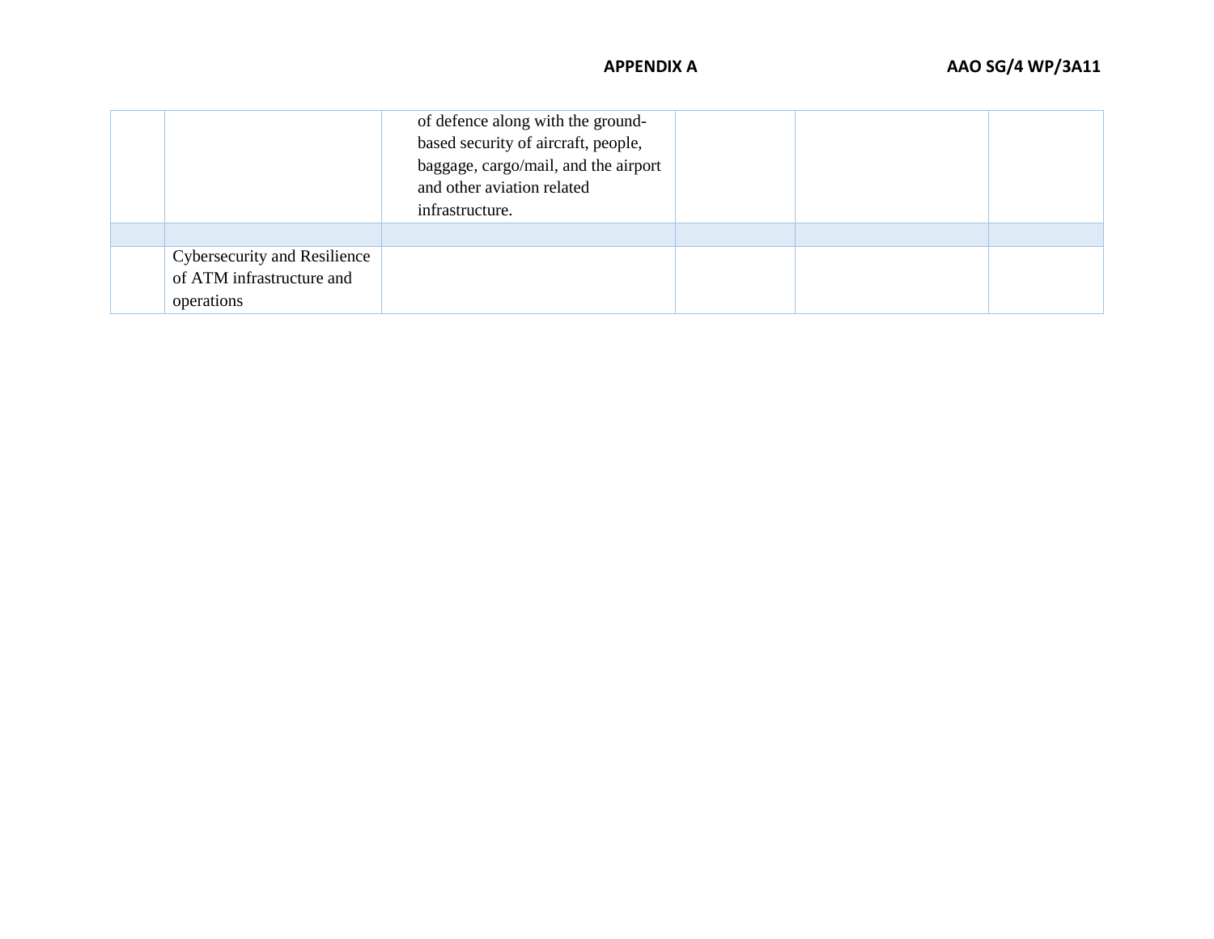| | | | | | |
|---|---|---|---|---|---|
| | | of defence along with the ground-based security of aircraft, people, baggage, cargo/mail, and the airport and other aviation related infrastructure. | | | |
| | | | | | |
| | Cybersecurity and Resilience of ATM infrastructure and operations | | | | |